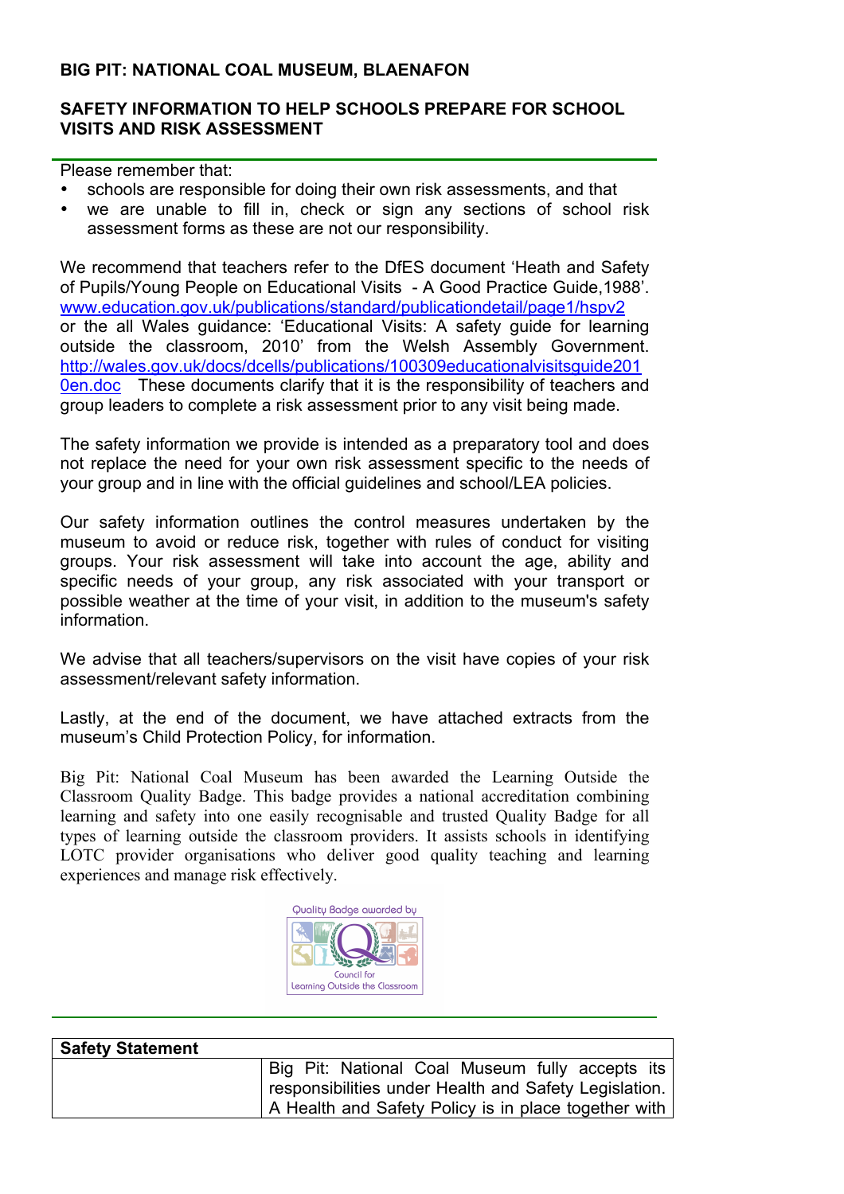**BIG PIT: NATIONAL COAL MUSEUM, BLAENAFON**

**SAFETY INFORMATION TO HELP SCHOOLS PREPARE FOR SCHOOL VISITS AND RISK ASSESSMENT**

Please remember that:

- schools are responsible for doing their own risk assessments, and that
- we are unable to fill in, check or sign any sections of school risk assessment forms as these are not our responsibility.

We recommend that teachers refer to the DfES document 'Heath and Safety of Pupils/Young People on Educational Visits - A Good Practice Guide,1988'. www.education.gov.uk/publications/standard/publicationdetail/page1/hspv2 or the all Wales guidance: 'Educational Visits: A safety guide for learning outside the classroom, 2010' from the Welsh Assembly Government. http://wales.gov.uk/docs/dcells/publications/100309educationalvisitsguide2010en.doc These documents clarify that it is the responsibility of teachers and group leaders to complete a risk assessment prior to any visit being made.

The safety information we provide is intended as a preparatory tool and does not replace the need for your own risk assessment specific to the needs of your group and in line with the official guidelines and school/LEA policies.

Our safety information outlines the control measures undertaken by the museum to avoid or reduce risk, together with rules of conduct for visiting groups. Your risk assessment will take into account the age, ability and specific needs of your group, any risk associated with your transport or possible weather at the time of your visit, in addition to the museum's safety information.

We advise that all teachers/supervisors on the visit have copies of your risk assessment/relevant safety information.

Lastly, at the end of the document, we have attached extracts from the museum's Child Protection Policy, for information.

Big Pit: National Coal Museum has been awarded the Learning Outside the Classroom Quality Badge. This badge provides a national accreditation combining learning and safety into one easily recognisable and trusted Quality Badge for all types of learning outside the classroom providers. It assists schools in identifying LOTC provider organisations who deliver good quality teaching and learning experiences and manage risk effectively.

Quality Badge awarded by Council for Learning Outside the Classroom

| Safety Statement | |
|---|---|
| | Big Pit: National Coal Museum fully accepts its responsibilities under Health and Safety Legislation. A Health and Safety Policy is in place together with |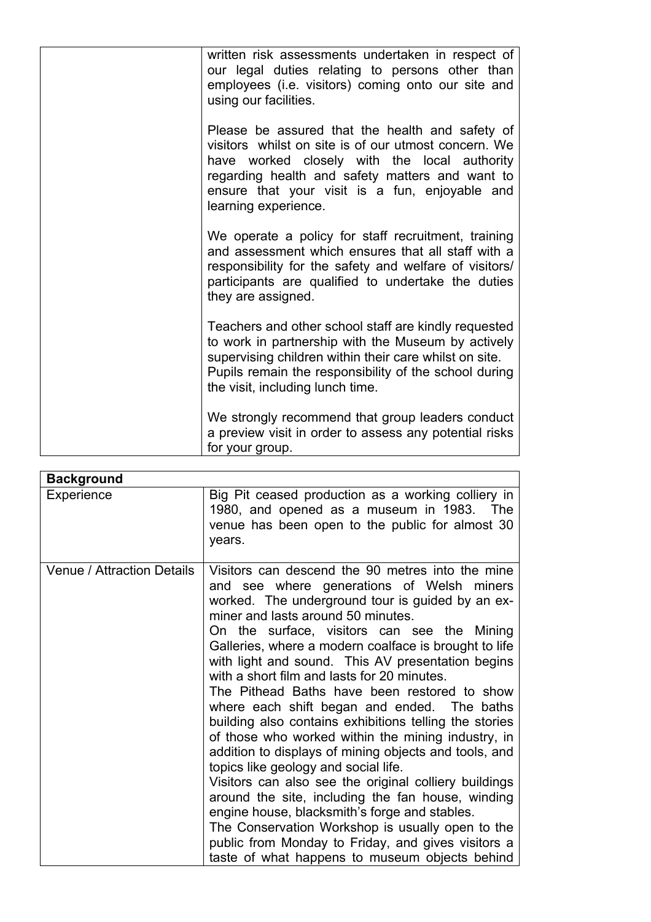| | |
|---|---|
| | written risk assessments undertaken in respect of our legal duties relating to persons other than employees (i.e. visitors) coming onto our site and using our facilities.<br><br>Please be assured that the health and safety of visitors whilst on site is of our utmost concern. We have worked closely with the local authority regarding health and safety matters and want to ensure that your visit is a fun, enjoyable and learning experience.<br><br>We operate a policy for staff recruitment, training and assessment which ensures that all staff with a responsibility for the safety and welfare of visitors/ participants are qualified to undertake the duties they are assigned.<br><br>Teachers and other school staff are kindly requested to work in partnership with the Museum by actively supervising children within their care whilst on site. Pupils remain the responsibility of the school during the visit, including lunch time.<br><br>We strongly recommend that group leaders conduct a preview visit in order to assess any potential risks for your group. |

| **Background** | |
|---|---|
| Experience | Big Pit ceased production as a working colliery in 1980, and opened as a museum in 1983. The venue has been open to the public for almost 30 years. |
| Venue / Attraction Details | Visitors can descend the 90 metres into the mine and see where generations of Welsh miners worked. The underground tour is guided by an ex-miner and lasts around 50 minutes.<br>On the surface, visitors can see the Mining Galleries, where a modern coalface is brought to life with light and sound. This AV presentation begins with a short film and lasts for 20 minutes.<br>The Pithead Baths have been restored to show where each shift began and ended. The baths building also contains exhibitions telling the stories of those who worked within the mining industry, in addition to displays of mining objects and tools, and topics like geology and social life.<br>Visitors can also see the original colliery buildings around the site, including the fan house, winding engine house, blacksmith's forge and stables.<br>The Conservation Workshop is usually open to the public from Monday to Friday, and gives visitors a taste of what happens to museum objects behind |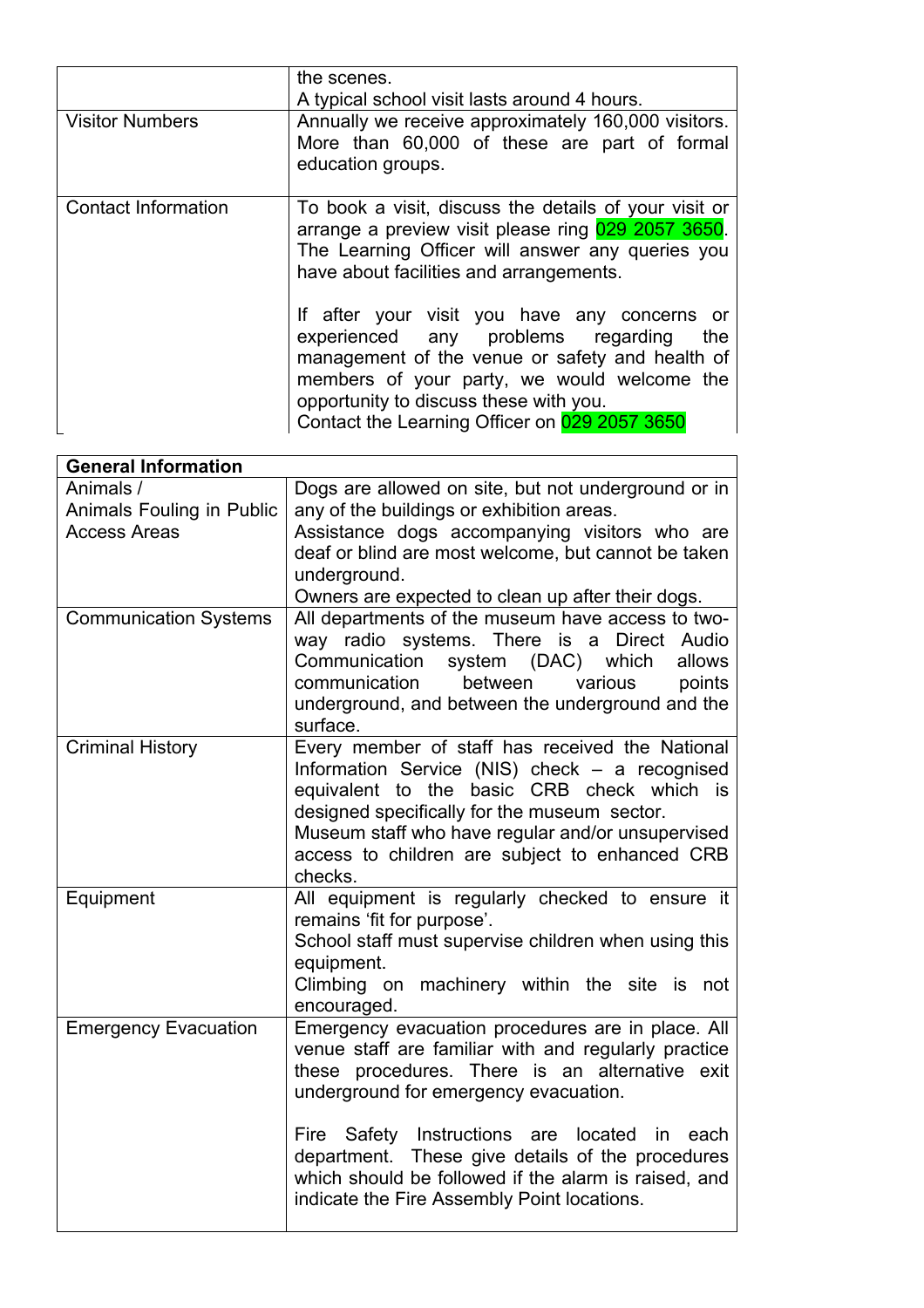|  |  |
|---|---|
|  | the scenes.<br>A typical school visit lasts around 4 hours. |
| Visitor Numbers | Annually we receive approximately 160,000 visitors. More than 60,000 of these are part of formal education groups. |
| Contact Information | To book a visit, discuss the details of your visit or arrange a preview visit please ring 029 2057 3650. The Learning Officer will answer any queries you have about facilities and arrangements.<br><br>If after your visit you have any concerns or experienced any problems regarding the management of the venue or safety and health of members of your party, we would welcome the opportunity to discuss these with you.<br>Contact the Learning Officer on 029 2057 3650 |

| **General Information** |  |
|---|---|
| Animals /<br>Animals Fouling in Public Access Areas | Dogs are allowed on site, but not underground or in any of the buildings or exhibition areas.<br>Assistance dogs accompanying visitors who are deaf or blind are most welcome, but cannot be taken underground.<br>Owners are expected to clean up after their dogs. |
| Communication Systems | All departments of the museum have access to two-way radio systems. There is a Direct Audio Communication system (DAC) which allows communication between various points underground, and between the underground and the surface. |
| Criminal History | Every member of staff has received the National Information Service (NIS) check – a recognised equivalent to the basic CRB check which is designed specifically for the museum sector.<br>Museum staff who have regular and/or unsupervised access to children are subject to enhanced CRB checks. |
| Equipment | All equipment is regularly checked to ensure it remains 'fit for purpose'.<br>School staff must supervise children when using this equipment.<br>Climbing on machinery within the site is not encouraged. |
| Emergency Evacuation | Emergency evacuation procedures are in place. All venue staff are familiar with and regularly practice these procedures. There is an alternative exit underground for emergency evacuation.<br><br>Fire Safety Instructions are located in each department. These give details of the procedures which should be followed if the alarm is raised, and indicate the Fire Assembly Point locations. |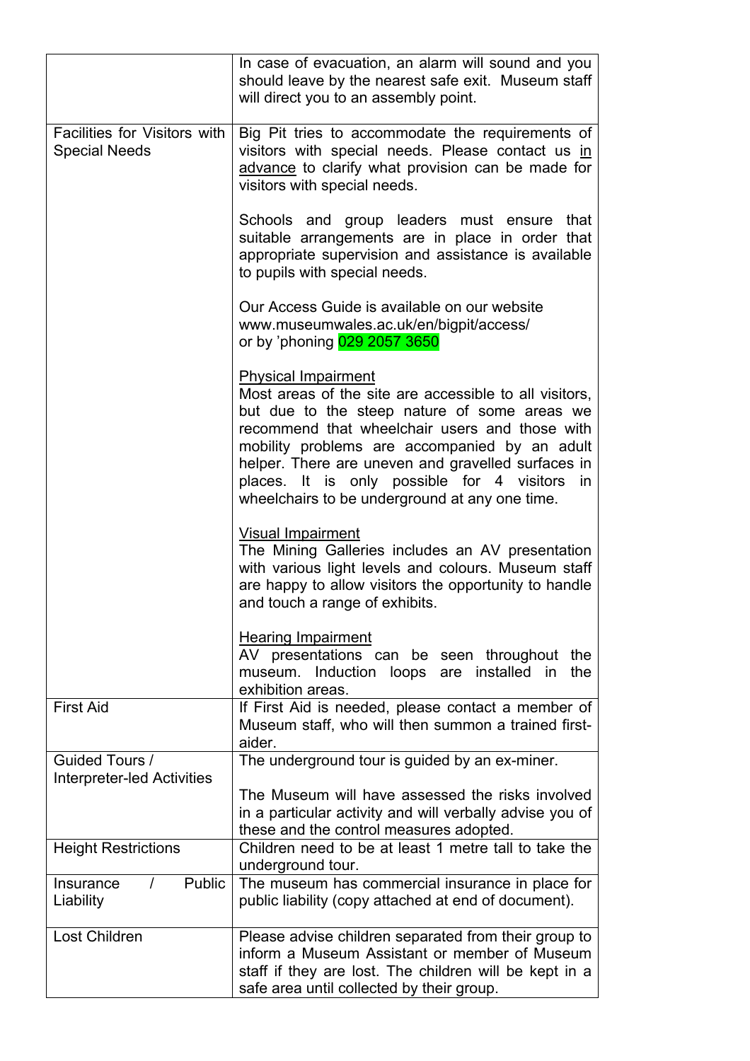| | |
|---|---|
| | In case of evacuation, an alarm will sound and you should leave by the nearest safe exit. Museum staff will direct you to an assembly point. |
| Facilities for Visitors with Special Needs | Big Pit tries to accommodate the requirements of visitors with special needs. Please contact us in advance to clarify what provision can be made for visitors with special needs.<br><br>Schools and group leaders must ensure that suitable arrangements are in place in order that appropriate supervision and assistance is available to pupils with special needs.<br><br>Our Access Guide is available on our website www.museumwales.ac.uk/en/bigpit/access/ or by 'phoning 029 2057 3650<br><br>Physical Impairment<br>Most areas of the site are accessible to all visitors, but due to the steep nature of some areas we recommend that wheelchair users and those with mobility problems are accompanied by an adult helper. There are uneven and gravelled surfaces in places. It is only possible for 4 visitors in wheelchairs to be underground at any one time.<br><br>Visual Impairment<br>The Mining Galleries includes an AV presentation with various light levels and colours. Museum staff are happy to allow visitors the opportunity to handle and touch a range of exhibits.<br><br>Hearing Impairment<br>AV presentations can be seen throughout the museum. Induction loops are installed in the exhibition areas. |
| First Aid | If First Aid is needed, please contact a member of Museum staff, who will then summon a trained first-aider. |
| Guided Tours / Interpreter-led Activities | The underground tour is guided by an ex-miner.<br><br>The Museum will have assessed the risks involved in a particular activity and will verbally advise you of these and the control measures adopted. |
| Height Restrictions | Children need to be at least 1 metre tall to take the underground tour. |
| Insurance / Public Liability | The museum has commercial insurance in place for public liability (copy attached at end of document). |
| Lost Children | Please advise children separated from their group to inform a Museum Assistant or member of Museum staff if they are lost. The children will be kept in a safe area until collected by their group. |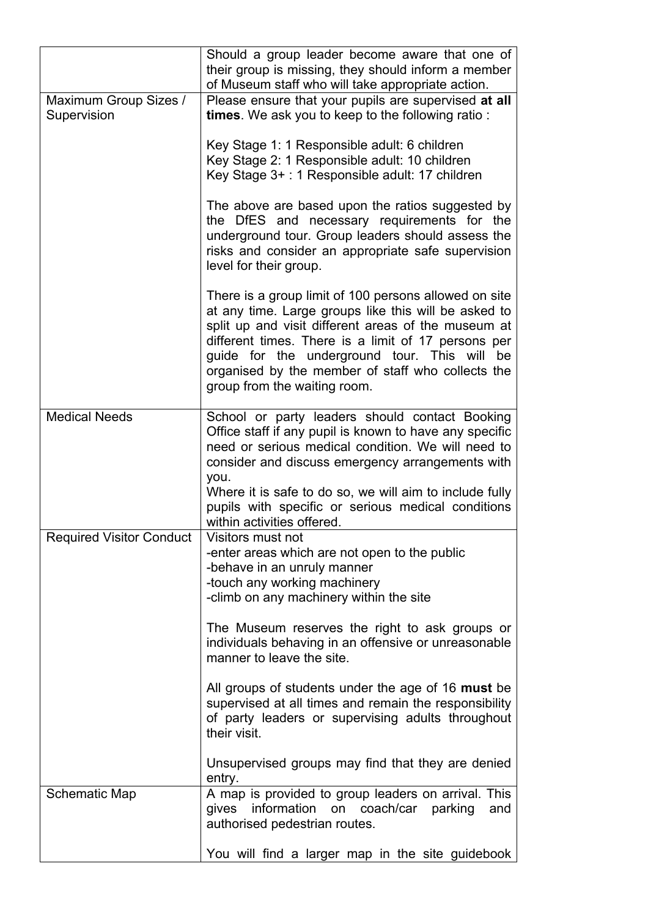| | |
|---|---|
| | Should a group leader become aware that one of their group is missing, they should inform a member of Museum staff who will take appropriate action. |
| Maximum Group Sizes / Supervision | Please ensure that your pupils are supervised **at all times**. We ask you to keep to the following ratio :<br><br>Key Stage 1: 1 Responsible adult: 6 children<br>Key Stage 2: 1 Responsible adult: 10 children<br>Key Stage 3+ : 1 Responsible adult: 17 children<br><br>The above are based upon the ratios suggested by the DfES and necessary requirements for the underground tour. Group leaders should assess the risks and consider an appropriate safe supervision level for their group.<br><br>There is a group limit of 100 persons allowed on site at any time. Large groups like this will be asked to split up and visit different areas of the museum at different times. There is a limit of 17 persons per guide for the underground tour. This will be organised by the member of staff who collects the group from the waiting room. |
| Medical Needs | School or party leaders should contact Booking Office staff if any pupil is known to have any specific need or serious medical condition. We will need to consider and discuss emergency arrangements with you.<br>Where it is safe to do so, we will aim to include fully pupils with specific or serious medical conditions within activities offered. |
| Required Visitor Conduct | Visitors must not<br>-enter areas which are not open to the public<br>-behave in an unruly manner<br>-touch any working machinery<br>-climb on any machinery within the site<br><br>The Museum reserves the right to ask groups or individuals behaving in an offensive or unreasonable manner to leave the site.<br><br>All groups of students under the age of 16 **must** be supervised at all times and remain the responsibility of party leaders or supervising adults throughout their visit.<br><br>Unsupervised groups may find that they are denied entry. |
| Schematic Map | A map is provided to group leaders on arrival. This gives information on coach/car parking and authorised pedestrian routes.<br><br>You will find a larger map in the site guidebook |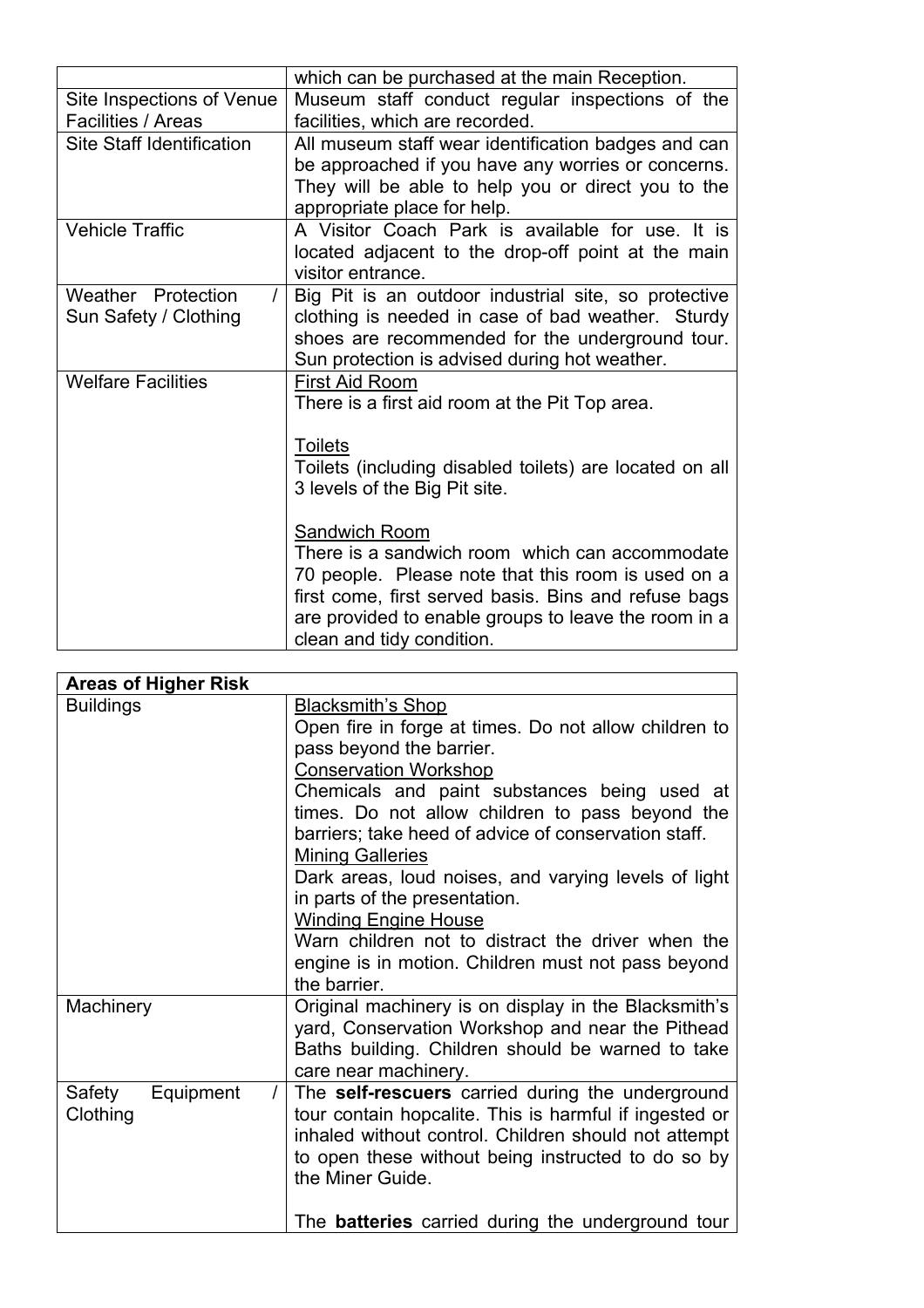| | |
|---|---|
| | which can be purchased at the main Reception. |
| Site Inspections of Venue Facilities / Areas | Museum staff conduct regular inspections of the facilities, which are recorded. |
| Site Staff Identification | All museum staff wear identification badges and can be approached if you have any worries or concerns. They will be able to help you or direct you to the appropriate place for help. |
| Vehicle Traffic | A Visitor Coach Park is available for use. It is located adjacent to the drop-off point at the main visitor entrance. |
| Weather Protection / Sun Safety / Clothing | Big Pit is an outdoor industrial site, so protective clothing is needed in case of bad weather. Sturdy shoes are recommended for the underground tour. Sun protection is advised during hot weather. |
| Welfare Facilities | First Aid Room<br>There is a first aid room at the Pit Top area.<br><br>Toilets<br>Toilets (including disabled toilets) are located on all 3 levels of the Big Pit site.<br><br>Sandwich Room<br>There is a sandwich room which can accommodate 70 people. Please note that this room is used on a first come, first served basis. Bins and refuse bags are provided to enable groups to leave the room in a clean and tidy condition. |

| **Areas of Higher Risk** | |
|---|---|
| Buildings | Blacksmith's Shop<br>Open fire in forge at times. Do not allow children to pass beyond the barrier.<br>Conservation Workshop<br>Chemicals and paint substances being used at times. Do not allow children to pass beyond the barriers; take heed of advice of conservation staff.<br>Mining Galleries<br>Dark areas, loud noises, and varying levels of light in parts of the presentation.<br>Winding Engine House<br>Warn children not to distract the driver when the engine is in motion. Children must not pass beyond the barrier. |
| Machinery | Original machinery is on display in the Blacksmith's yard, Conservation Workshop and near the Pithead Baths building. Children should be warned to take care near machinery. |
| Safety Equipment / Clothing | The **self-rescuers** carried during the underground tour contain hopcalite. This is harmful if ingested or inhaled without control. Children should not attempt to open these without being instructed to do so by the Miner Guide.<br><br>The **batteries** carried during the underground tour |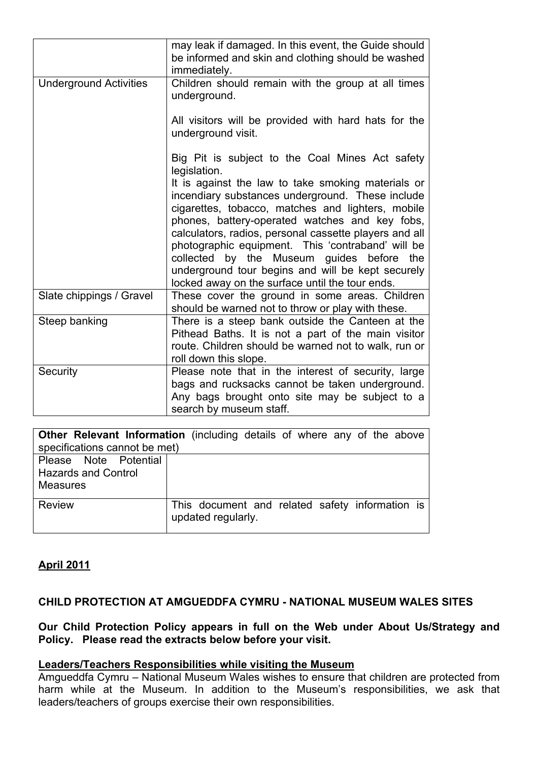| | |
|---|---|
| | may leak if damaged. In this event, the Guide should be informed and skin and clothing should be washed immediately. |
| Underground Activities | Children should remain with the group at all times underground.<br><br>All visitors will be provided with hard hats for the underground visit.<br><br>Big Pit is subject to the Coal Mines Act safety legislation.<br>It is against the law to take smoking materials or incendiary substances underground. These include cigarettes, tobacco, matches and lighters, mobile phones, battery-operated watches and key fobs, calculators, radios, personal cassette players and all photographic equipment. This 'contraband' will be collected by the Museum guides before the underground tour begins and will be kept securely locked away on the surface until the tour ends. |
| Slate chippings / Gravel | These cover the ground in some areas. Children should be warned not to throw or play with these. |
| Steep banking | There is a steep bank outside the Canteen at the Pithead Baths. It is not a part of the main visitor route. Children should be warned not to walk, run or roll down this slope. |
| Security | Please note that in the interest of security, large bags and rucksacks cannot be taken underground. Any bags brought onto site may be subject to a search by museum staff. |

| **Other Relevant Information** (including details of where any of the above specifications cannot be met) | |
|---|---|
| Please Note Potential Hazards and Control Measures | |
| Review | This document and related safety information is updated regularly. |

**April 2011**

**CHILD PROTECTION AT AMGUEDDFA CYMRU - NATIONAL MUSEUM WALES SITES**

**Our Child Protection Policy appears in full on the Web under About Us/Strategy and Policy. Please read the extracts below before your visit.**

**Leaders/Teachers Responsibilities while visiting the Museum**

Amgueddfa Cymru – National Museum Wales wishes to ensure that children are protected from harm while at the Museum. In addition to the Museum's responsibilities, we ask that leaders/teachers of groups exercise their own responsibilities.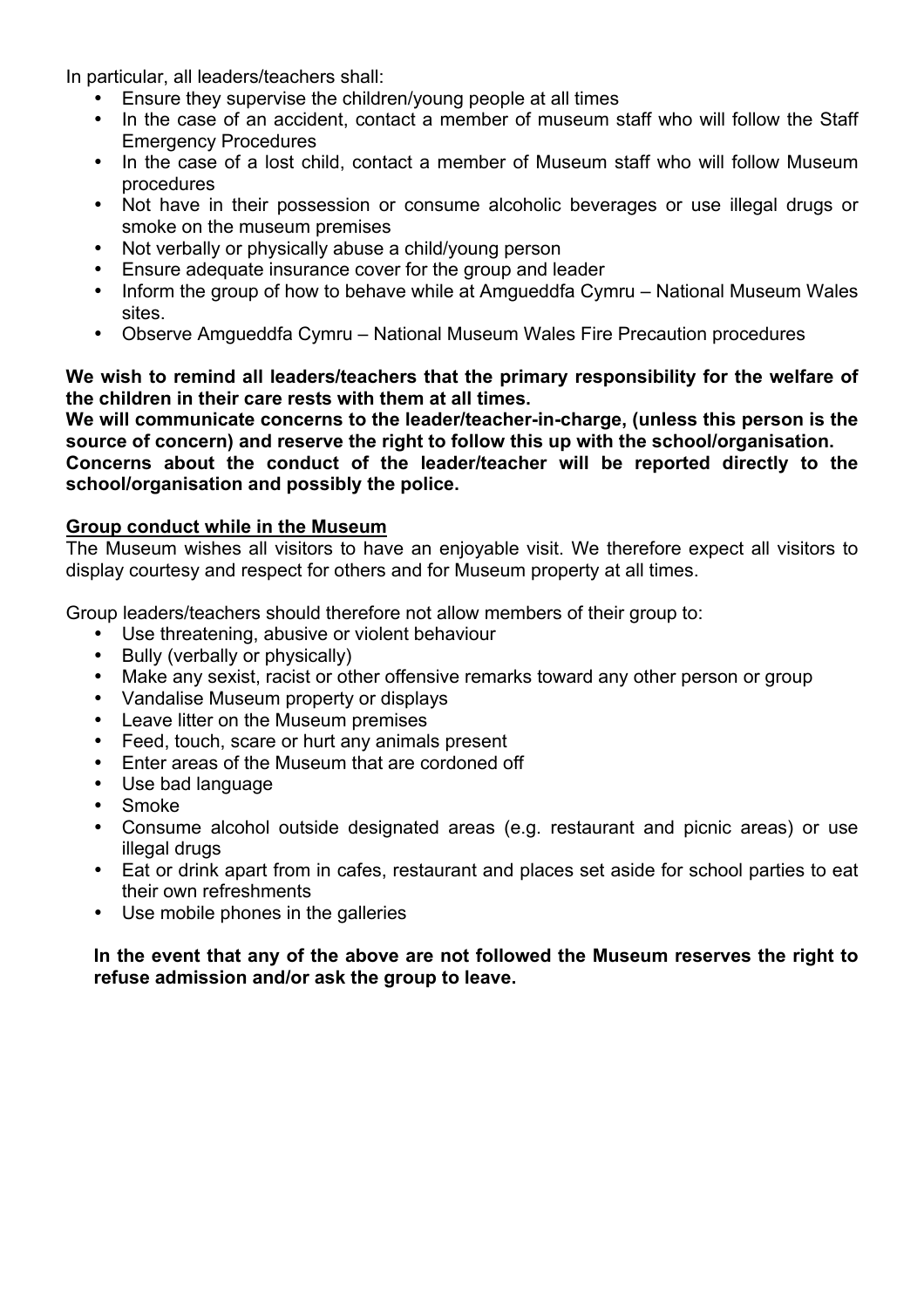In particular, all leaders/teachers shall:

- Ensure they supervise the children/young people at all times
- In the case of an accident, contact a member of museum staff who will follow the Staff Emergency Procedures
- In the case of a lost child, contact a member of Museum staff who will follow Museum procedures
- Not have in their possession or consume alcoholic beverages or use illegal drugs or smoke on the museum premises
- Not verbally or physically abuse a child/young person
- Ensure adequate insurance cover for the group and leader
- Inform the group of how to behave while at Amgueddfa Cymru – National Museum Wales sites.
- Observe Amgueddfa Cymru – National Museum Wales Fire Precaution procedures

**We wish to remind all leaders/teachers that the primary responsibility for the welfare of the children in their care rests with them at all times.**

**We will communicate concerns to the leader/teacher-in-charge, (unless this person is the source of concern) and reserve the right to follow this up with the school/organisation.**

**Concerns about the conduct of the leader/teacher will be reported directly to the school/organisation and possibly the police.**

**Group conduct while in the Museum**

The Museum wishes all visitors to have an enjoyable visit. We therefore expect all visitors to display courtesy and respect for others and for Museum property at all times.

Group leaders/teachers should therefore not allow members of their group to:

- Use threatening, abusive or violent behaviour
- Bully (verbally or physically)
- Make any sexist, racist or other offensive remarks toward any other person or group
- Vandalise Museum property or displays
- Leave litter on the Museum premises
- Feed, touch, scare or hurt any animals present
- Enter areas of the Museum that are cordoned off
- Use bad language
- Smoke
- Consume alcohol outside designated areas (e.g. restaurant and picnic areas) or use illegal drugs
- Eat or drink apart from in cafes, restaurant and places set aside for school parties to eat their own refreshments
- Use mobile phones in the galleries

**In the event that any of the above are not followed the Museum reserves the right to refuse admission and/or ask the group to leave.**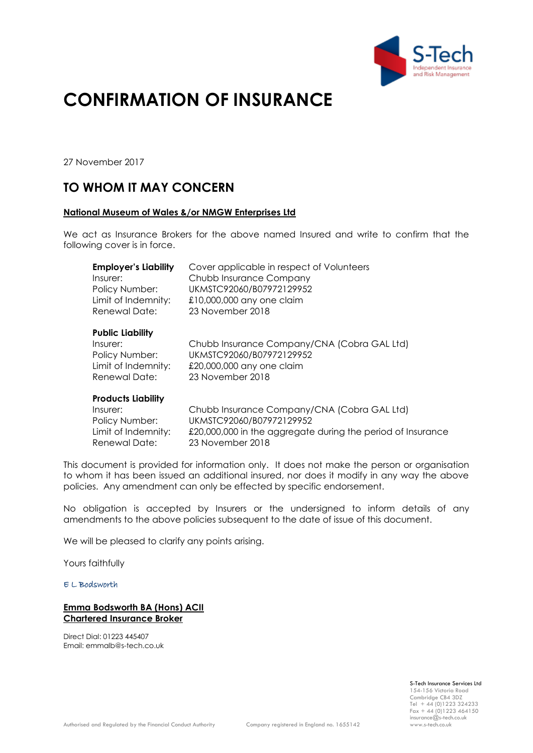# CONFIRMATION OF INSURANCE

27 November 2017

## TO WHOM IT MAY CONCERN

**National Museum of Wales &/or NMGW Enterprises Ltd**

We act as Insurance Brokers for the above named Insured and write to confirm that the following cover is in force.

**Employer's Liability** — Cover applicable in respect of Volunteers
Insurer: Chubb Insurance Company
Policy Number: UKMSTC92060/B07972129952
Limit of Indemnity: £10,000,000 any one claim
Renewal Date: 23 November 2018

**Public Liability**
Insurer: Chubb Insurance Company/CNA (Cobra GAL Ltd)
Policy Number: UKMSTC92060/B07972129952
Limit of Indemnity: £20,000,000 any one claim
Renewal Date: 23 November 2018

**Products Liability**
Insurer: Chubb Insurance Company/CNA (Cobra GAL Ltd)
Policy Number: UKMSTC92060/B07972129952
Limit of Indemnity: £20,000,000 in the aggregate during the period of Insurance
Renewal Date: 23 November 2018

This document is provided for information only. It does not make the person or organisation to whom it has been issued an additional insured, nor does it modify in any way the above policies. Any amendment can only be effected by specific endorsement.

No obligation is accepted by Insurers or the undersigned to inform details of any amendments to the above policies subsequent to the date of issue of this document.

We will be pleased to clarify any points arising.

Yours faithfully

E L Bodsworth

**Emma Bodsworth BA (Hons) ACII**
**Chartered Insurance Broker**

Direct Dial: 01223 445407
Email: emmalb@s-tech.co.uk

S-Tech Insurance Services Ltd
154-156 Victoria Road
Cambridge CB4 3DZ
Tel + 44 (0)1223 324233
Fax + 44 (0)1223 464150
insurance@s-tech.co.uk
www.s-tech.co.uk

Authorised and Regulated by the Financial Conduct Authority

Company registered in England no. 1655142